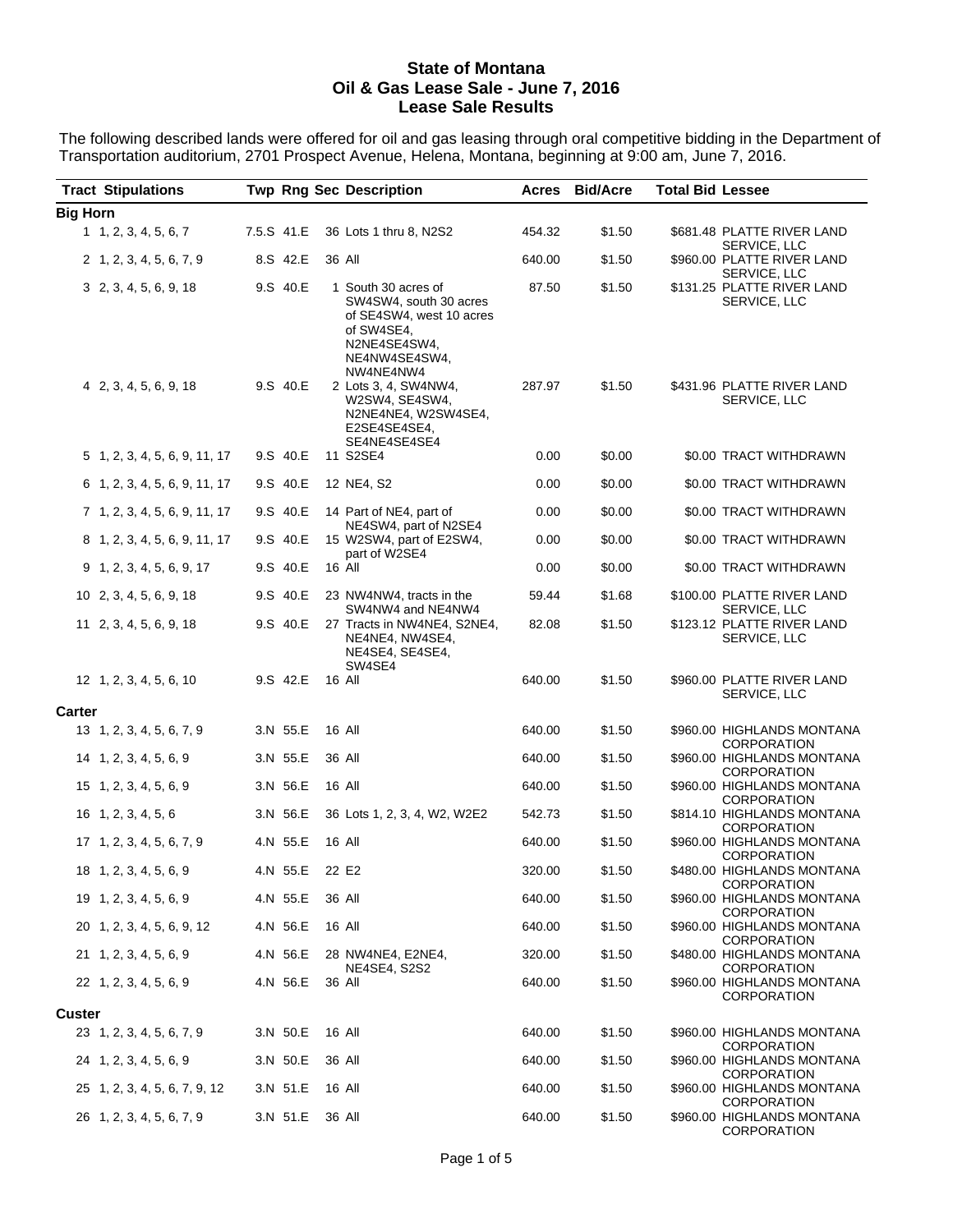# State of Montana
## Oil & Gas Lease Sale - June 7, 2016
## Lease Sale Results

The following described lands were offered for oil and gas leasing through oral competitive bidding in the Department of Transportation auditorium, 2701 Prospect Avenue, Helena, Montana, beginning at 9:00 am, June 7, 2016.

| Tract | Stipulations | Twp | Rng | Sec | Description | Acres | Bid/Acre | Total Bid | Lessee |
|---|---|---|---|---|---|---|---|---|---|
| **Big Horn** | | | | | | | | | |
| 1 | 1, 2, 3, 4, 5, 6, 7 | 7.5.S | 41.E | 36 | Lots 1 thru 8, N2S2 | 454.32 | $1.50 | $681.48 | PLATTE RIVER LAND SERVICE, LLC |
| 2 | 1, 2, 3, 4, 5, 6, 7, 9 | 8.S | 42.E | 36 | All | 640.00 | $1.50 | $960.00 | PLATTE RIVER LAND SERVICE, LLC |
| 3 | 2, 3, 4, 5, 6, 9, 18 | 9.S | 40.E | 1 | South 30 acres of SW4SW4, south 30 acres of SE4SW4, west 10 acres of SW4SE4, N2NE4SE4SW4, NE4NW4SE4SW4, NW4NE4NW4 | 87.50 | $1.50 | $131.25 | PLATTE RIVER LAND SERVICE, LLC |
| 4 | 2, 3, 4, 5, 6, 9, 18 | 9.S | 40.E | 2 | Lots 3, 4, SW4NW4, W2SW4, SE4SW4, N2NE4NE4, W2SW4SE4, E2SE4SE4SE4, SE4NE4SE4SE4 | 287.97 | $1.50 | $431.96 | PLATTE RIVER LAND SERVICE, LLC |
| 5 | 1, 2, 3, 4, 5, 6, 9, 11, 17 | 9.S | 40.E | 11 | S2SE4 | 0.00 | $0.00 | $0.00 | TRACT WITHDRAWN |
| 6 | 1, 2, 3, 4, 5, 6, 9, 11, 17 | 9.S | 40.E | 12 | NE4, S2 | 0.00 | $0.00 | $0.00 | TRACT WITHDRAWN |
| 7 | 1, 2, 3, 4, 5, 6, 9, 11, 17 | 9.S | 40.E | 14 | Part of NE4, part of NE4SW4, part of N2SE4 | 0.00 | $0.00 | $0.00 | TRACT WITHDRAWN |
| 8 | 1, 2, 3, 4, 5, 6, 9, 11, 17 | 9.S | 40.E | 15 | W2SW4, part of E2SW4, part of W2SE4 | 0.00 | $0.00 | $0.00 | TRACT WITHDRAWN |
| 9 | 1, 2, 3, 4, 5, 6, 9, 17 | 9.S | 40.E | 16 | All | 0.00 | $0.00 | $0.00 | TRACT WITHDRAWN |
| 10 | 2, 3, 4, 5, 6, 9, 18 | 9.S | 40.E | 23 | NW4NW4, tracts in the SW4NW4 and NE4NW4 | 59.44 | $1.68 | $100.00 | PLATTE RIVER LAND SERVICE, LLC |
| 11 | 2, 3, 4, 5, 6, 9, 18 | 9.S | 40.E | 27 | Tracts in NW4NE4, S2NE4, NE4NE4, NW4SE4, NE4SE4, SE4SE4, SW4SE4 | 82.08 | $1.50 | $123.12 | PLATTE RIVER LAND SERVICE, LLC |
| 12 | 1, 2, 3, 4, 5, 6, 10 | 9.S | 42.E | 16 | All | 640.00 | $1.50 | $960.00 | PLATTE RIVER LAND SERVICE, LLC |
| **Carter** | | | | | | | | | |
| 13 | 1, 2, 3, 4, 5, 6, 7, 9 | 3.N | 55.E | 16 | All | 640.00 | $1.50 | $960.00 | HIGHLANDS MONTANA CORPORATION |
| 14 | 1, 2, 3, 4, 5, 6, 9 | 3.N | 55.E | 36 | All | 640.00 | $1.50 | $960.00 | HIGHLANDS MONTANA CORPORATION |
| 15 | 1, 2, 3, 4, 5, 6, 9 | 3.N | 56.E | 16 | All | 640.00 | $1.50 | $960.00 | HIGHLANDS MONTANA CORPORATION |
| 16 | 1, 2, 3, 4, 5, 6 | 3.N | 56.E | 36 | Lots 1, 2, 3, 4, W2, W2E2 | 542.73 | $1.50 | $814.10 | HIGHLANDS MONTANA CORPORATION |
| 17 | 1, 2, 3, 4, 5, 6, 7, 9 | 4.N | 55.E | 16 | All | 640.00 | $1.50 | $960.00 | HIGHLANDS MONTANA CORPORATION |
| 18 | 1, 2, 3, 4, 5, 6, 9 | 4.N | 55.E | 22 | E2 | 320.00 | $1.50 | $480.00 | HIGHLANDS MONTANA CORPORATION |
| 19 | 1, 2, 3, 4, 5, 6, 9 | 4.N | 55.E | 36 | All | 640.00 | $1.50 | $960.00 | HIGHLANDS MONTANA CORPORATION |
| 20 | 1, 2, 3, 4, 5, 6, 9, 12 | 4.N | 56.E | 16 | All | 640.00 | $1.50 | $960.00 | HIGHLANDS MONTANA CORPORATION |
| 21 | 1, 2, 3, 4, 5, 6, 9 | 4.N | 56.E | 28 | NW4NE4, E2NE4, NE4SE4, S2S2 | 320.00 | $1.50 | $480.00 | HIGHLANDS MONTANA CORPORATION |
| 22 | 1, 2, 3, 4, 5, 6, 9 | 4.N | 56.E | 36 | All | 640.00 | $1.50 | $960.00 | HIGHLANDS MONTANA CORPORATION |
| **Custer** | | | | | | | | | |
| 23 | 1, 2, 3, 4, 5, 6, 7, 9 | 3.N | 50.E | 16 | All | 640.00 | $1.50 | $960.00 | HIGHLANDS MONTANA CORPORATION |
| 24 | 1, 2, 3, 4, 5, 6, 9 | 3.N | 50.E | 36 | All | 640.00 | $1.50 | $960.00 | HIGHLANDS MONTANA CORPORATION |
| 25 | 1, 2, 3, 4, 5, 6, 7, 9, 12 | 3.N | 51.E | 16 | All | 640.00 | $1.50 | $960.00 | HIGHLANDS MONTANA CORPORATION |
| 26 | 1, 2, 3, 4, 5, 6, 7, 9 | 3.N | 51.E | 36 | All | 640.00 | $1.50 | $960.00 | HIGHLANDS MONTANA CORPORATION |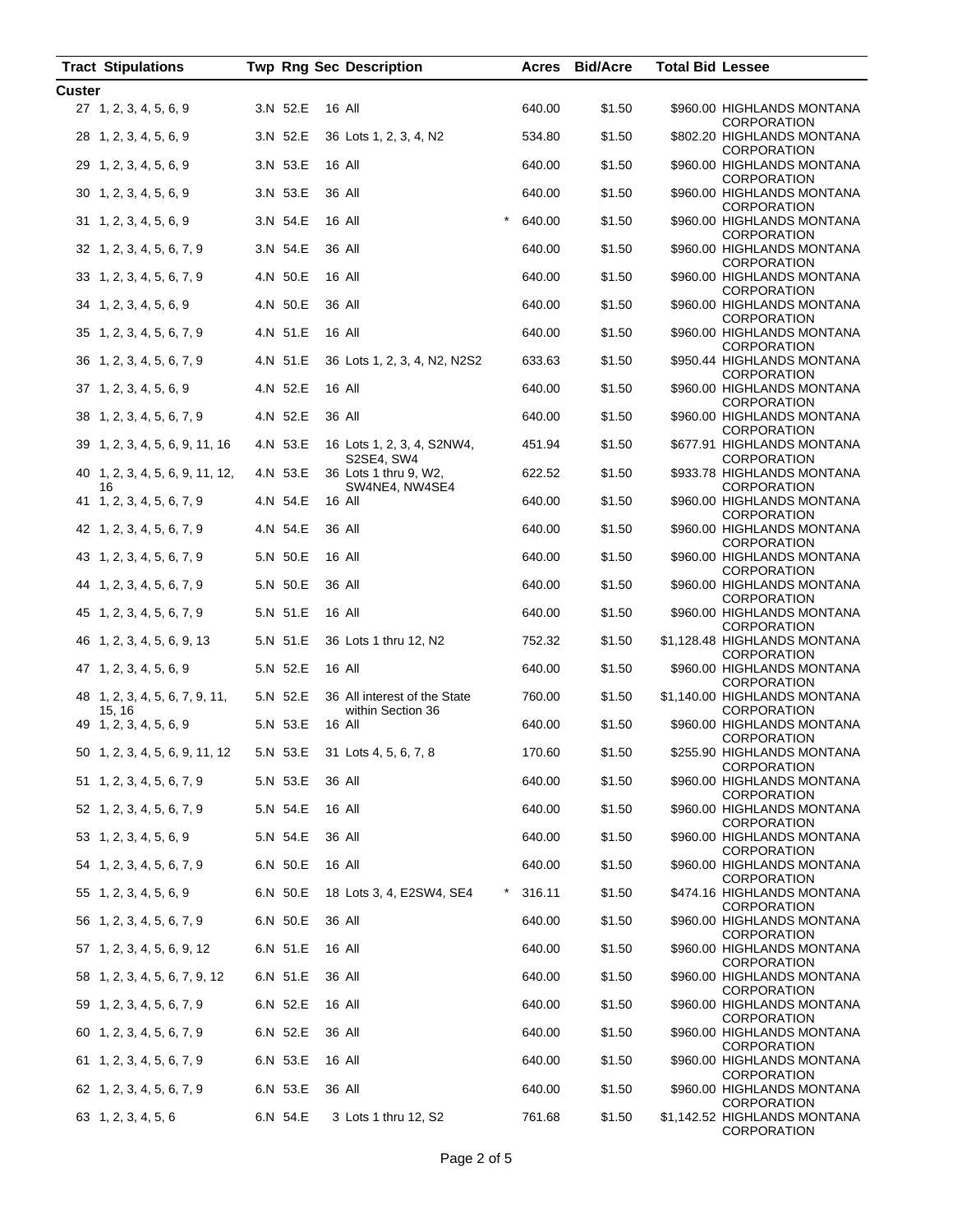| Tract | Stipulations | Twp | Rng | Sec | Description | | Acres | Bid/Acre | Total Bid | Lessee |
|---|---|---|---|---|---|---|---|---|---|---|
| **Custer** | | | | | | | | | | |
| 27 | 1, 2, 3, 4, 5, 6, 9 | 3.N | 52.E | 16 | All | | 640.00 | $1.50 | $960.00 | HIGHLANDS MONTANA CORPORATION |
| 28 | 1, 2, 3, 4, 5, 6, 9 | 3.N | 52.E | 36 | Lots 1, 2, 3, 4, N2 | | 534.80 | $1.50 | $802.20 | HIGHLANDS MONTANA CORPORATION |
| 29 | 1, 2, 3, 4, 5, 6, 9 | 3.N | 53.E | 16 | All | | 640.00 | $1.50 | $960.00 | HIGHLANDS MONTANA CORPORATION |
| 30 | 1, 2, 3, 4, 5, 6, 9 | 3.N | 53.E | 36 | All | | 640.00 | $1.50 | $960.00 | HIGHLANDS MONTANA CORPORATION |
| 31 | 1, 2, 3, 4, 5, 6, 9 | 3.N | 54.E | 16 | All | * | 640.00 | $1.50 | $960.00 | HIGHLANDS MONTANA CORPORATION |
| 32 | 1, 2, 3, 4, 5, 6, 7, 9 | 3.N | 54.E | 36 | All | | 640.00 | $1.50 | $960.00 | HIGHLANDS MONTANA CORPORATION |
| 33 | 1, 2, 3, 4, 5, 6, 7, 9 | 4.N | 50.E | 16 | All | | 640.00 | $1.50 | $960.00 | HIGHLANDS MONTANA CORPORATION |
| 34 | 1, 2, 3, 4, 5, 6, 9 | 4.N | 50.E | 36 | All | | 640.00 | $1.50 | $960.00 | HIGHLANDS MONTANA CORPORATION |
| 35 | 1, 2, 3, 4, 5, 6, 7, 9 | 4.N | 51.E | 16 | All | | 640.00 | $1.50 | $960.00 | HIGHLANDS MONTANA CORPORATION |
| 36 | 1, 2, 3, 4, 5, 6, 7, 9 | 4.N | 51.E | 36 | Lots 1, 2, 3, 4, N2, N2S2 | | 633.63 | $1.50 | $950.44 | HIGHLANDS MONTANA CORPORATION |
| 37 | 1, 2, 3, 4, 5, 6, 9 | 4.N | 52.E | 16 | All | | 640.00 | $1.50 | $960.00 | HIGHLANDS MONTANA CORPORATION |
| 38 | 1, 2, 3, 4, 5, 6, 7, 9 | 4.N | 52.E | 36 | All | | 640.00 | $1.50 | $960.00 | HIGHLANDS MONTANA CORPORATION |
| 39 | 1, 2, 3, 4, 5, 6, 9, 11, 16 | 4.N | 53.E | 16 | Lots 1, 2, 3, 4, S2NW4, S2SE4, SW4 | | 451.94 | $1.50 | $677.91 | HIGHLANDS MONTANA CORPORATION |
| 40 | 1, 2, 3, 4, 5, 6, 9, 11, 12, 16 | 4.N | 53.E | 36 | Lots 1 thru 9, W2, SW4NE4, NW4SE4 | | 622.52 | $1.50 | $933.78 | HIGHLANDS MONTANA CORPORATION |
| 41 | 1, 2, 3, 4, 5, 6, 7, 9 | 4.N | 54.E | 16 | All | | 640.00 | $1.50 | $960.00 | HIGHLANDS MONTANA CORPORATION |
| 42 | 1, 2, 3, 4, 5, 6, 7, 9 | 4.N | 54.E | 36 | All | | 640.00 | $1.50 | $960.00 | HIGHLANDS MONTANA CORPORATION |
| 43 | 1, 2, 3, 4, 5, 6, 7, 9 | 5.N | 50.E | 16 | All | | 640.00 | $1.50 | $960.00 | HIGHLANDS MONTANA CORPORATION |
| 44 | 1, 2, 3, 4, 5, 6, 7, 9 | 5.N | 50.E | 36 | All | | 640.00 | $1.50 | $960.00 | HIGHLANDS MONTANA CORPORATION |
| 45 | 1, 2, 3, 4, 5, 6, 7, 9 | 5.N | 51.E | 16 | All | | 640.00 | $1.50 | $960.00 | HIGHLANDS MONTANA CORPORATION |
| 46 | 1, 2, 3, 4, 5, 6, 9, 13 | 5.N | 51.E | 36 | Lots 1 thru 12, N2 | | 752.32 | $1.50 | $1,128.48 | HIGHLANDS MONTANA CORPORATION |
| 47 | 1, 2, 3, 4, 5, 6, 9 | 5.N | 52.E | 16 | All | | 640.00 | $1.50 | $960.00 | HIGHLANDS MONTANA CORPORATION |
| 48 | 1, 2, 3, 4, 5, 6, 7, 9, 11, 15, 16 | 5.N | 52.E | 36 | All interest of the State within Section 36 | | 760.00 | $1.50 | $1,140.00 | HIGHLANDS MONTANA CORPORATION |
| 49 | 1, 2, 3, 4, 5, 6, 9 | 5.N | 53.E | 16 | All | | 640.00 | $1.50 | $960.00 | HIGHLANDS MONTANA CORPORATION |
| 50 | 1, 2, 3, 4, 5, 6, 9, 11, 12 | 5.N | 53.E | 31 | Lots 4, 5, 6, 7, 8 | | 170.60 | $1.50 | $255.90 | HIGHLANDS MONTANA CORPORATION |
| 51 | 1, 2, 3, 4, 5, 6, 7, 9 | 5.N | 53.E | 36 | All | | 640.00 | $1.50 | $960.00 | HIGHLANDS MONTANA CORPORATION |
| 52 | 1, 2, 3, 4, 5, 6, 7, 9 | 5.N | 54.E | 16 | All | | 640.00 | $1.50 | $960.00 | HIGHLANDS MONTANA CORPORATION |
| 53 | 1, 2, 3, 4, 5, 6, 9 | 5.N | 54.E | 36 | All | | 640.00 | $1.50 | $960.00 | HIGHLANDS MONTANA CORPORATION |
| 54 | 1, 2, 3, 4, 5, 6, 7, 9 | 6.N | 50.E | 16 | All | | 640.00 | $1.50 | $960.00 | HIGHLANDS MONTANA CORPORATION |
| 55 | 1, 2, 3, 4, 5, 6, 9 | 6.N | 50.E | 18 | Lots 3, 4, E2SW4, SE4 | * | 316.11 | $1.50 | $474.16 | HIGHLANDS MONTANA CORPORATION |
| 56 | 1, 2, 3, 4, 5, 6, 7, 9 | 6.N | 50.E | 36 | All | | 640.00 | $1.50 | $960.00 | HIGHLANDS MONTANA CORPORATION |
| 57 | 1, 2, 3, 4, 5, 6, 9, 12 | 6.N | 51.E | 16 | All | | 640.00 | $1.50 | $960.00 | HIGHLANDS MONTANA CORPORATION |
| 58 | 1, 2, 3, 4, 5, 6, 7, 9, 12 | 6.N | 51.E | 36 | All | | 640.00 | $1.50 | $960.00 | HIGHLANDS MONTANA CORPORATION |
| 59 | 1, 2, 3, 4, 5, 6, 7, 9 | 6.N | 52.E | 16 | All | | 640.00 | $1.50 | $960.00 | HIGHLANDS MONTANA CORPORATION |
| 60 | 1, 2, 3, 4, 5, 6, 7, 9 | 6.N | 52.E | 36 | All | | 640.00 | $1.50 | $960.00 | HIGHLANDS MONTANA CORPORATION |
| 61 | 1, 2, 3, 4, 5, 6, 7, 9 | 6.N | 53.E | 16 | All | | 640.00 | $1.50 | $960.00 | HIGHLANDS MONTANA CORPORATION |
| 62 | 1, 2, 3, 4, 5, 6, 7, 9 | 6.N | 53.E | 36 | All | | 640.00 | $1.50 | $960.00 | HIGHLANDS MONTANA CORPORATION |
| 63 | 1, 2, 3, 4, 5, 6 | 6.N | 54.E | 3 | Lots 1 thru 12, S2 | | 761.68 | $1.50 | $1,142.52 | HIGHLANDS MONTANA CORPORATION |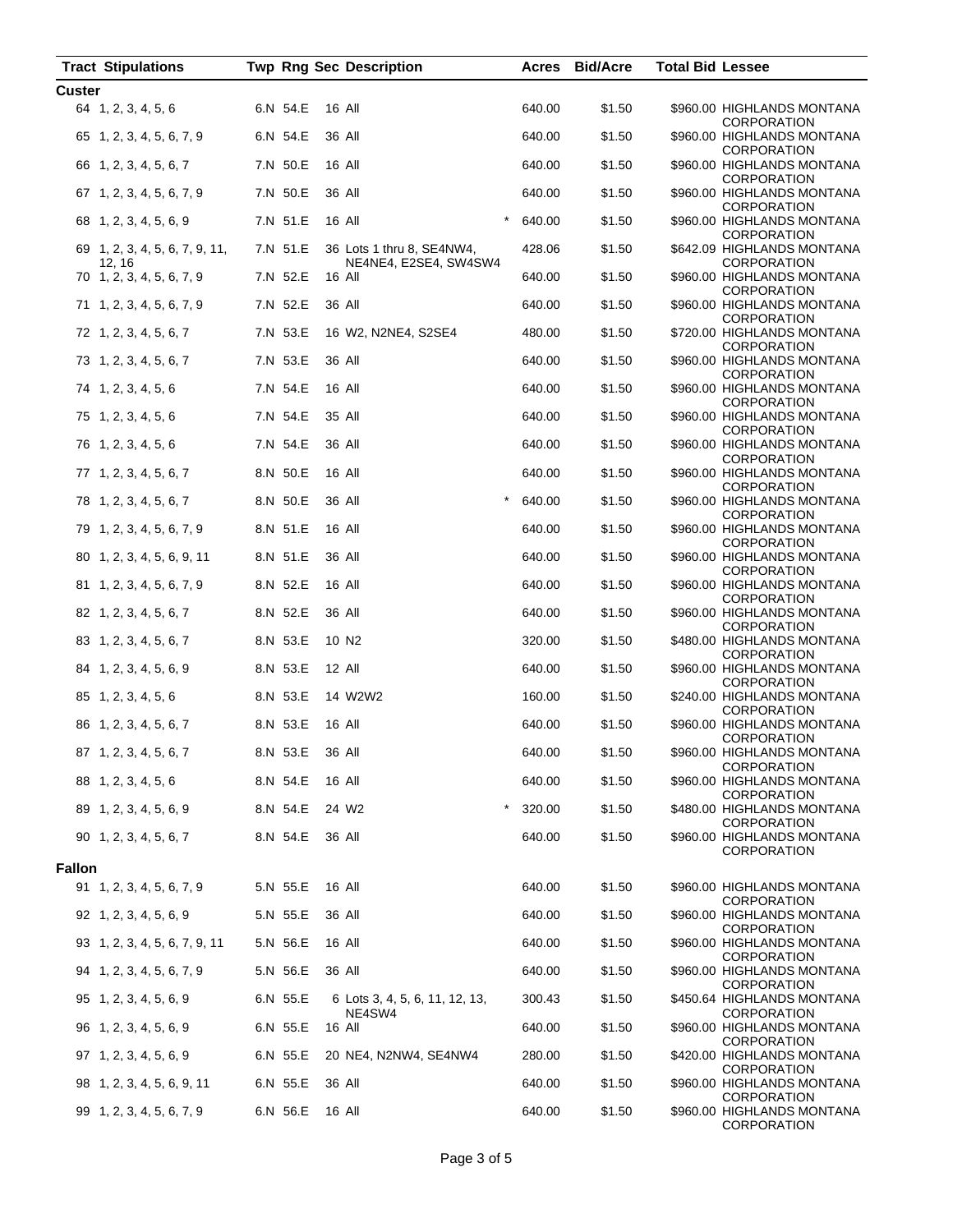| Tract | Stipulations | Twp | Rng | Sec | Description | | Acres | Bid/Acre | Total Bid | Lessee |
|---|---|---|---|---|---|---|---|---|---|---|
| **Custer** | | | | | | | | | | |
| 64 | 1, 2, 3, 4, 5, 6 | 6.N | 54.E | 16 | All | | 640.00 | $1.50 | $960.00 | HIGHLANDS MONTANA CORPORATION |
| 65 | 1, 2, 3, 4, 5, 6, 7, 9 | 6.N | 54.E | 36 | All | | 640.00 | $1.50 | $960.00 | HIGHLANDS MONTANA CORPORATION |
| 66 | 1, 2, 3, 4, 5, 6, 7 | 7.N | 50.E | 16 | All | | 640.00 | $1.50 | $960.00 | HIGHLANDS MONTANA CORPORATION |
| 67 | 1, 2, 3, 4, 5, 6, 7, 9 | 7.N | 50.E | 36 | All | | 640.00 | $1.50 | $960.00 | HIGHLANDS MONTANA CORPORATION |
| 68 | 1, 2, 3, 4, 5, 6, 9 | 7.N | 51.E | 16 | All | * | 640.00 | $1.50 | $960.00 | HIGHLANDS MONTANA CORPORATION |
| 69 | 1, 2, 3, 4, 5, 6, 7, 9, 11, 12, 16 | 7.N | 51.E | 36 | Lots 1 thru 8, SE4NW4, NE4NE4, E2SE4, SW4SW4 | | 428.06 | $1.50 | $642.09 | HIGHLANDS MONTANA CORPORATION |
| 70 | 1, 2, 3, 4, 5, 6, 7, 9 | 7.N | 52.E | 16 | All | | 640.00 | $1.50 | $960.00 | HIGHLANDS MONTANA CORPORATION |
| 71 | 1, 2, 3, 4, 5, 6, 7, 9 | 7.N | 52.E | 36 | All | | 640.00 | $1.50 | $960.00 | HIGHLANDS MONTANA CORPORATION |
| 72 | 1, 2, 3, 4, 5, 6, 7 | 7.N | 53.E | 16 | W2, N2NE4, S2SE4 | | 480.00 | $1.50 | $720.00 | HIGHLANDS MONTANA CORPORATION |
| 73 | 1, 2, 3, 4, 5, 6, 7 | 7.N | 53.E | 36 | All | | 640.00 | $1.50 | $960.00 | HIGHLANDS MONTANA CORPORATION |
| 74 | 1, 2, 3, 4, 5, 6 | 7.N | 54.E | 16 | All | | 640.00 | $1.50 | $960.00 | HIGHLANDS MONTANA CORPORATION |
| 75 | 1, 2, 3, 4, 5, 6 | 7.N | 54.E | 35 | All | | 640.00 | $1.50 | $960.00 | HIGHLANDS MONTANA CORPORATION |
| 76 | 1, 2, 3, 4, 5, 6 | 7.N | 54.E | 36 | All | | 640.00 | $1.50 | $960.00 | HIGHLANDS MONTANA CORPORATION |
| 77 | 1, 2, 3, 4, 5, 6, 7 | 8.N | 50.E | 16 | All | | 640.00 | $1.50 | $960.00 | HIGHLANDS MONTANA CORPORATION |
| 78 | 1, 2, 3, 4, 5, 6, 7 | 8.N | 50.E | 36 | All | * | 640.00 | $1.50 | $960.00 | HIGHLANDS MONTANA CORPORATION |
| 79 | 1, 2, 3, 4, 5, 6, 7, 9 | 8.N | 51.E | 16 | All | | 640.00 | $1.50 | $960.00 | HIGHLANDS MONTANA CORPORATION |
| 80 | 1, 2, 3, 4, 5, 6, 9, 11 | 8.N | 51.E | 36 | All | | 640.00 | $1.50 | $960.00 | HIGHLANDS MONTANA CORPORATION |
| 81 | 1, 2, 3, 4, 5, 6, 7, 9 | 8.N | 52.E | 16 | All | | 640.00 | $1.50 | $960.00 | HIGHLANDS MONTANA CORPORATION |
| 82 | 1, 2, 3, 4, 5, 6, 7 | 8.N | 52.E | 36 | All | | 640.00 | $1.50 | $960.00 | HIGHLANDS MONTANA CORPORATION |
| 83 | 1, 2, 3, 4, 5, 6, 7 | 8.N | 53.E | 10 | N2 | | 320.00 | $1.50 | $480.00 | HIGHLANDS MONTANA CORPORATION |
| 84 | 1, 2, 3, 4, 5, 6, 9 | 8.N | 53.E | 12 | All | | 640.00 | $1.50 | $960.00 | HIGHLANDS MONTANA CORPORATION |
| 85 | 1, 2, 3, 4, 5, 6 | 8.N | 53.E | 14 | W2W2 | | 160.00 | $1.50 | $240.00 | HIGHLANDS MONTANA CORPORATION |
| 86 | 1, 2, 3, 4, 5, 6, 7 | 8.N | 53.E | 16 | All | | 640.00 | $1.50 | $960.00 | HIGHLANDS MONTANA CORPORATION |
| 87 | 1, 2, 3, 4, 5, 6, 7 | 8.N | 53.E | 36 | All | | 640.00 | $1.50 | $960.00 | HIGHLANDS MONTANA CORPORATION |
| 88 | 1, 2, 3, 4, 5, 6 | 8.N | 54.E | 16 | All | | 640.00 | $1.50 | $960.00 | HIGHLANDS MONTANA CORPORATION |
| 89 | 1, 2, 3, 4, 5, 6, 9 | 8.N | 54.E | 24 | W2 | * | 320.00 | $1.50 | $480.00 | HIGHLANDS MONTANA CORPORATION |
| 90 | 1, 2, 3, 4, 5, 6, 7 | 8.N | 54.E | 36 | All | | 640.00 | $1.50 | $960.00 | HIGHLANDS MONTANA CORPORATION |
| **Fallon** | | | | | | | | | | |
| 91 | 1, 2, 3, 4, 5, 6, 7, 9 | 5.N | 55.E | 16 | All | | 640.00 | $1.50 | $960.00 | HIGHLANDS MONTANA CORPORATION |
| 92 | 1, 2, 3, 4, 5, 6, 9 | 5.N | 55.E | 36 | All | | 640.00 | $1.50 | $960.00 | HIGHLANDS MONTANA CORPORATION |
| 93 | 1, 2, 3, 4, 5, 6, 7, 9, 11 | 5.N | 56.E | 16 | All | | 640.00 | $1.50 | $960.00 | HIGHLANDS MONTANA CORPORATION |
| 94 | 1, 2, 3, 4, 5, 6, 7, 9 | 5.N | 56.E | 36 | All | | 640.00 | $1.50 | $960.00 | HIGHLANDS MONTANA CORPORATION |
| 95 | 1, 2, 3, 4, 5, 6, 9 | 6.N | 55.E | 6 | Lots 3, 4, 5, 6, 11, 12, 13, NE4SW4 | | 300.43 | $1.50 | $450.64 | HIGHLANDS MONTANA CORPORATION |
| 96 | 1, 2, 3, 4, 5, 6, 9 | 6.N | 55.E | 16 | All | | 640.00 | $1.50 | $960.00 | HIGHLANDS MONTANA CORPORATION |
| 97 | 1, 2, 3, 4, 5, 6, 9 | 6.N | 55.E | 20 | NE4, N2NW4, SE4NW4 | | 280.00 | $1.50 | $420.00 | HIGHLANDS MONTANA CORPORATION |
| 98 | 1, 2, 3, 4, 5, 6, 9, 11 | 6.N | 55.E | 36 | All | | 640.00 | $1.50 | $960.00 | HIGHLANDS MONTANA CORPORATION |
| 99 | 1, 2, 3, 4, 5, 6, 7, 9 | 6.N | 56.E | 16 | All | | 640.00 | $1.50 | $960.00 | HIGHLANDS MONTANA CORPORATION |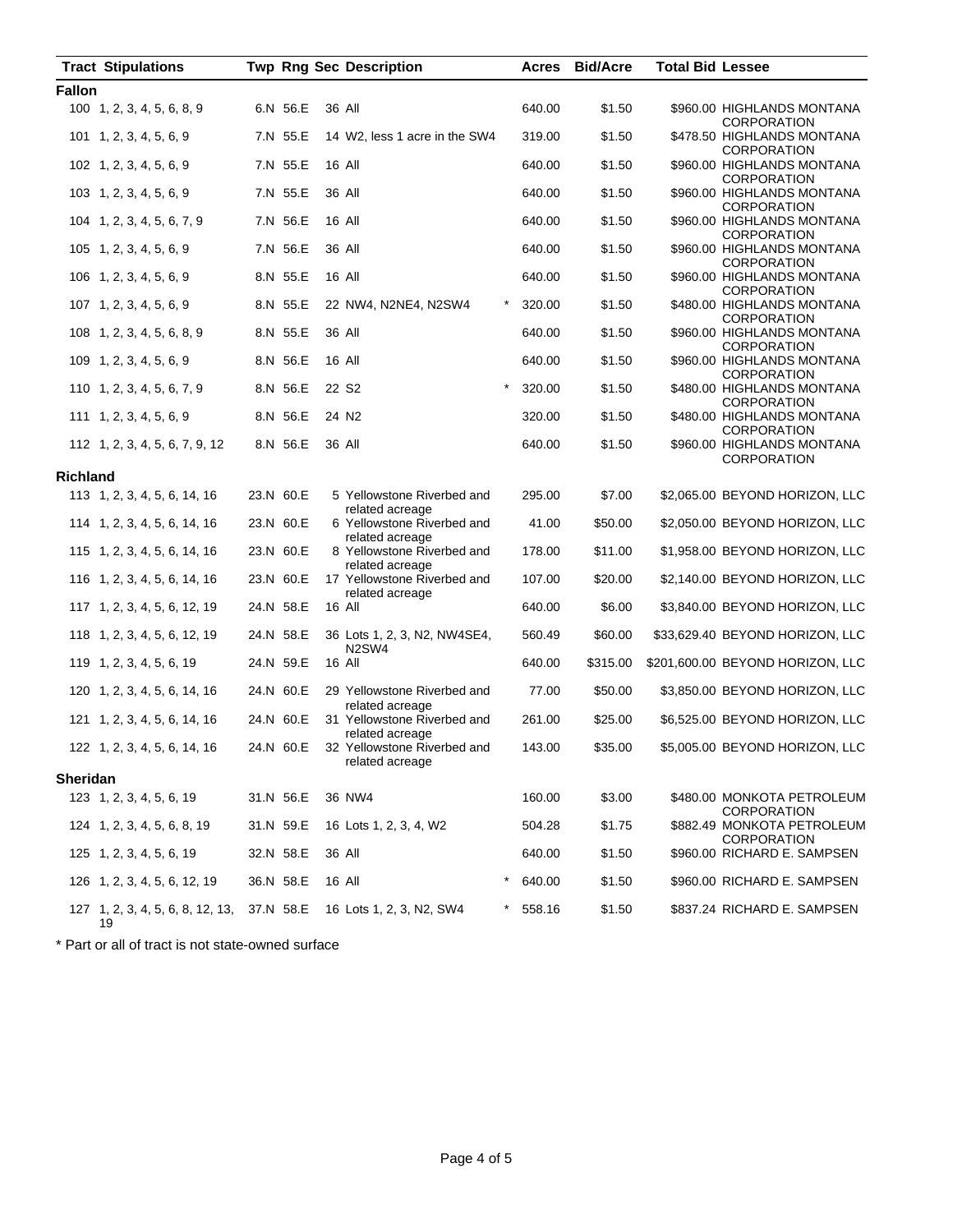| Tract | Stipulations | Twp | Rng | Sec | Description | | Acres | Bid/Acre | Total Bid | Lessee |
|---|---|---|---|---|---|---|---|---|---|---|
| **Fallon** | | | | | | | | | | |
| 100 | 1, 2, 3, 4, 5, 6, 8, 9 | 6.N | 56.E | 36 | All | | 640.00 | $1.50 | $960.00 | HIGHLANDS MONTANA CORPORATION |
| 101 | 1, 2, 3, 4, 5, 6, 9 | 7.N | 55.E | 14 | W2, less 1 acre in the SW4 | | 319.00 | $1.50 | $478.50 | HIGHLANDS MONTANA CORPORATION |
| 102 | 1, 2, 3, 4, 5, 6, 9 | 7.N | 55.E | 16 | All | | 640.00 | $1.50 | $960.00 | HIGHLANDS MONTANA CORPORATION |
| 103 | 1, 2, 3, 4, 5, 6, 9 | 7.N | 55.E | 36 | All | | 640.00 | $1.50 | $960.00 | HIGHLANDS MONTANA CORPORATION |
| 104 | 1, 2, 3, 4, 5, 6, 7, 9 | 7.N | 56.E | 16 | All | | 640.00 | $1.50 | $960.00 | HIGHLANDS MONTANA CORPORATION |
| 105 | 1, 2, 3, 4, 5, 6, 9 | 7.N | 56.E | 36 | All | | 640.00 | $1.50 | $960.00 | HIGHLANDS MONTANA CORPORATION |
| 106 | 1, 2, 3, 4, 5, 6, 9 | 8.N | 55.E | 16 | All | | 640.00 | $1.50 | $960.00 | HIGHLANDS MONTANA CORPORATION |
| 107 | 1, 2, 3, 4, 5, 6, 9 | 8.N | 55.E | 22 | NW4, N2NE4, N2SW4 | * | 320.00 | $1.50 | $480.00 | HIGHLANDS MONTANA CORPORATION |
| 108 | 1, 2, 3, 4, 5, 6, 8, 9 | 8.N | 55.E | 36 | All | | 640.00 | $1.50 | $960.00 | HIGHLANDS MONTANA CORPORATION |
| 109 | 1, 2, 3, 4, 5, 6, 9 | 8.N | 56.E | 16 | All | | 640.00 | $1.50 | $960.00 | HIGHLANDS MONTANA CORPORATION |
| 110 | 1, 2, 3, 4, 5, 6, 7, 9 | 8.N | 56.E | 22 | S2 | * | 320.00 | $1.50 | $480.00 | HIGHLANDS MONTANA CORPORATION |
| 111 | 1, 2, 3, 4, 5, 6, 9 | 8.N | 56.E | 24 | N2 | | 320.00 | $1.50 | $480.00 | HIGHLANDS MONTANA CORPORATION |
| 112 | 1, 2, 3, 4, 5, 6, 7, 9, 12 | 8.N | 56.E | 36 | All | | 640.00 | $1.50 | $960.00 | HIGHLANDS MONTANA CORPORATION |
| **Richland** | | | | | | | | | | |
| 113 | 1, 2, 3, 4, 5, 6, 14, 16 | 23.N | 60.E | 5 | Yellowstone Riverbed and related acreage | | 295.00 | $7.00 | $2,065.00 | BEYOND HORIZON, LLC |
| 114 | 1, 2, 3, 4, 5, 6, 14, 16 | 23.N | 60.E | 6 | Yellowstone Riverbed and related acreage | | 41.00 | $50.00 | $2,050.00 | BEYOND HORIZON, LLC |
| 115 | 1, 2, 3, 4, 5, 6, 14, 16 | 23.N | 60.E | 8 | Yellowstone Riverbed and related acreage | | 178.00 | $11.00 | $1,958.00 | BEYOND HORIZON, LLC |
| 116 | 1, 2, 3, 4, 5, 6, 14, 16 | 23.N | 60.E | 17 | Yellowstone Riverbed and related acreage | | 107.00 | $20.00 | $2,140.00 | BEYOND HORIZON, LLC |
| 117 | 1, 2, 3, 4, 5, 6, 12, 19 | 24.N | 58.E | 16 | All | | 640.00 | $6.00 | $3,840.00 | BEYOND HORIZON, LLC |
| 118 | 1, 2, 3, 4, 5, 6, 12, 19 | 24.N | 58.E | 36 | Lots 1, 2, 3, N2, NW4SE4, N2SW4 | | 560.49 | $60.00 | $33,629.40 | BEYOND HORIZON, LLC |
| 119 | 1, 2, 3, 4, 5, 6, 19 | 24.N | 59.E | 16 | All | | 640.00 | $315.00 | $201,600.00 | BEYOND HORIZON, LLC |
| 120 | 1, 2, 3, 4, 5, 6, 14, 16 | 24.N | 60.E | 29 | Yellowstone Riverbed and related acreage | | 77.00 | $50.00 | $3,850.00 | BEYOND HORIZON, LLC |
| 121 | 1, 2, 3, 4, 5, 6, 14, 16 | 24.N | 60.E | 31 | Yellowstone Riverbed and related acreage | | 261.00 | $25.00 | $6,525.00 | BEYOND HORIZON, LLC |
| 122 | 1, 2, 3, 4, 5, 6, 14, 16 | 24.N | 60.E | 32 | Yellowstone Riverbed and related acreage | | 143.00 | $35.00 | $5,005.00 | BEYOND HORIZON, LLC |
| **Sheridan** | | | | | | | | | | |
| 123 | 1, 2, 3, 4, 5, 6, 19 | 31.N | 56.E | 36 | NW4 | | 160.00 | $3.00 | $480.00 | MONKOTA PETROLEUM CORPORATION |
| 124 | 1, 2, 3, 4, 5, 6, 8, 19 | 31.N | 59.E | 16 | Lots 1, 2, 3, 4, W2 | | 504.28 | $1.75 | $882.49 | MONKOTA PETROLEUM CORPORATION |
| 125 | 1, 2, 3, 4, 5, 6, 19 | 32.N | 58.E | 36 | All | | 640.00 | $1.50 | $960.00 | RICHARD E. SAMPSEN |
| 126 | 1, 2, 3, 4, 5, 6, 12, 19 | 36.N | 58.E | 16 | All | * | 640.00 | $1.50 | $960.00 | RICHARD E. SAMPSEN |
| 127 | 1, 2, 3, 4, 5, 6, 8, 12, 13, 19 | 37.N | 58.E | 16 | Lots 1, 2, 3, N2, SW4 | * | 558.16 | $1.50 | $837.24 | RICHARD E. SAMPSEN |

\* Part or all of tract is not state-owned surface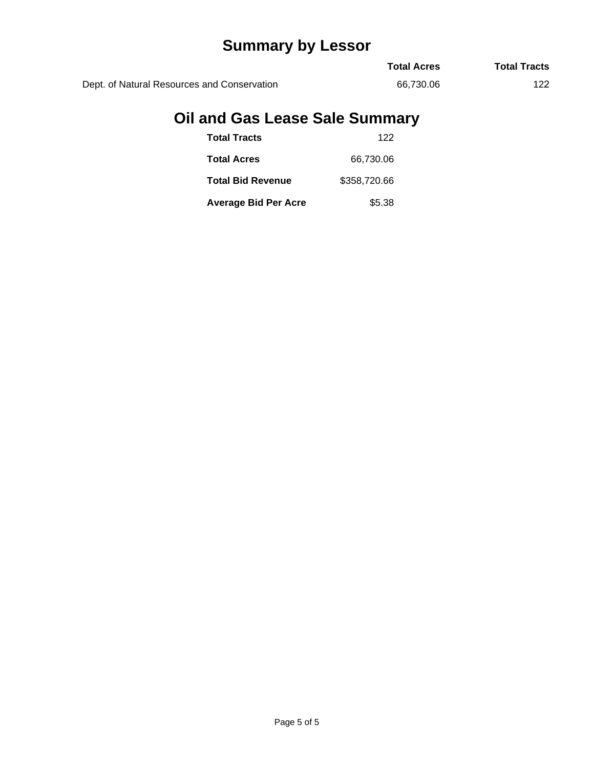## Summary by Lessor

| | Total Acres | Total Tracts |
|---|---|---|
| Dept. of Natural Resources and Conservation | 66,730.06 | 122 |

## Oil and Gas Lease Sale Summary

| | |
|---|---|
| **Total Tracts** | 122 |
| **Total Acres** | 66,730.06 |
| **Total Bid Revenue** | $358,720.66 |
| **Average Bid Per Acre** | $5.38 |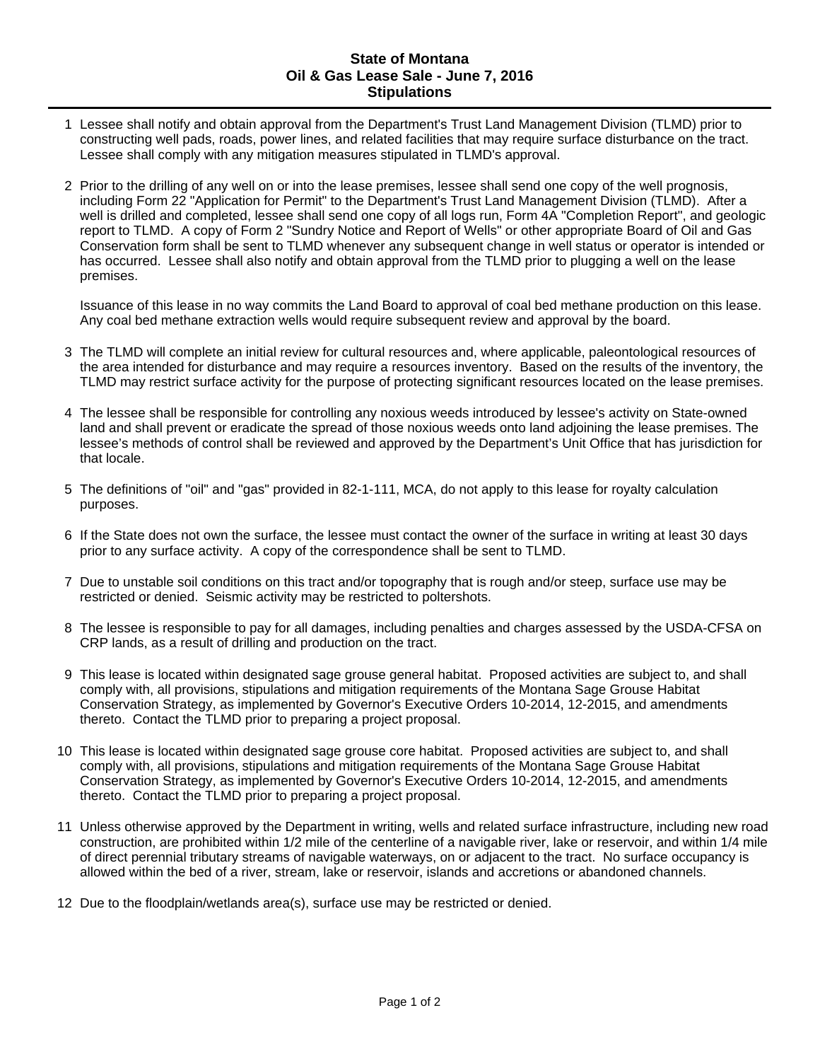# State of Montana
## Oil & Gas Lease Sale - June 7, 2016
## Stipulations

1. Lessee shall notify and obtain approval from the Department's Trust Land Management Division (TLMD) prior to constructing well pads, roads, power lines, and related facilities that may require surface disturbance on the tract. Lessee shall comply with any mitigation measures stipulated in TLMD's approval.

2. Prior to the drilling of any well on or into the lease premises, lessee shall send one copy of the well prognosis, including Form 22 "Application for Permit" to the Department's Trust Land Management Division (TLMD). After a well is drilled and completed, lessee shall send one copy of all logs run, Form 4A "Completion Report", and geologic report to TLMD. A copy of Form 2 "Sundry Notice and Report of Wells" or other appropriate Board of Oil and Gas Conservation form shall be sent to TLMD whenever any subsequent change in well status or operator is intended or has occurred. Lessee shall also notify and obtain approval from the TLMD prior to plugging a well on the lease premises.

   Issuance of this lease in no way commits the Land Board to approval of coal bed methane production on this lease. Any coal bed methane extraction wells would require subsequent review and approval by the board.

3. The TLMD will complete an initial review for cultural resources and, where applicable, paleontological resources of the area intended for disturbance and may require a resources inventory. Based on the results of the inventory, the TLMD may restrict surface activity for the purpose of protecting significant resources located on the lease premises.

4. The lessee shall be responsible for controlling any noxious weeds introduced by lessee's activity on State-owned land and shall prevent or eradicate the spread of those noxious weeds onto land adjoining the lease premises. The lessee's methods of control shall be reviewed and approved by the Department's Unit Office that has jurisdiction for that locale.

5. The definitions of "oil" and "gas" provided in 82-1-111, MCA, do not apply to this lease for royalty calculation purposes.

6. If the State does not own the surface, the lessee must contact the owner of the surface in writing at least 30 days prior to any surface activity. A copy of the correspondence shall be sent to TLMD.

7. Due to unstable soil conditions on this tract and/or topography that is rough and/or steep, surface use may be restricted or denied. Seismic activity may be restricted to poltershots.

8. The lessee is responsible to pay for all damages, including penalties and charges assessed by the USDA-CFSA on CRP lands, as a result of drilling and production on the tract.

9. This lease is located within designated sage grouse general habitat. Proposed activities are subject to, and shall comply with, all provisions, stipulations and mitigation requirements of the Montana Sage Grouse Habitat Conservation Strategy, as implemented by Governor's Executive Orders 10-2014, 12-2015, and amendments thereto. Contact the TLMD prior to preparing a project proposal.

10. This lease is located within designated sage grouse core habitat. Proposed activities are subject to, and shall comply with, all provisions, stipulations and mitigation requirements of the Montana Sage Grouse Habitat Conservation Strategy, as implemented by Governor's Executive Orders 10-2014, 12-2015, and amendments thereto. Contact the TLMD prior to preparing a project proposal.

11. Unless otherwise approved by the Department in writing, wells and related surface infrastructure, including new road construction, are prohibited within 1/2 mile of the centerline of a navigable river, lake or reservoir, and within 1/4 mile of direct perennial tributary streams of navigable waterways, on or adjacent to the tract. No surface occupancy is allowed within the bed of a river, stream, lake or reservoir, islands and accretions or abandoned channels.

12. Due to the floodplain/wetlands area(s), surface use may be restricted or denied.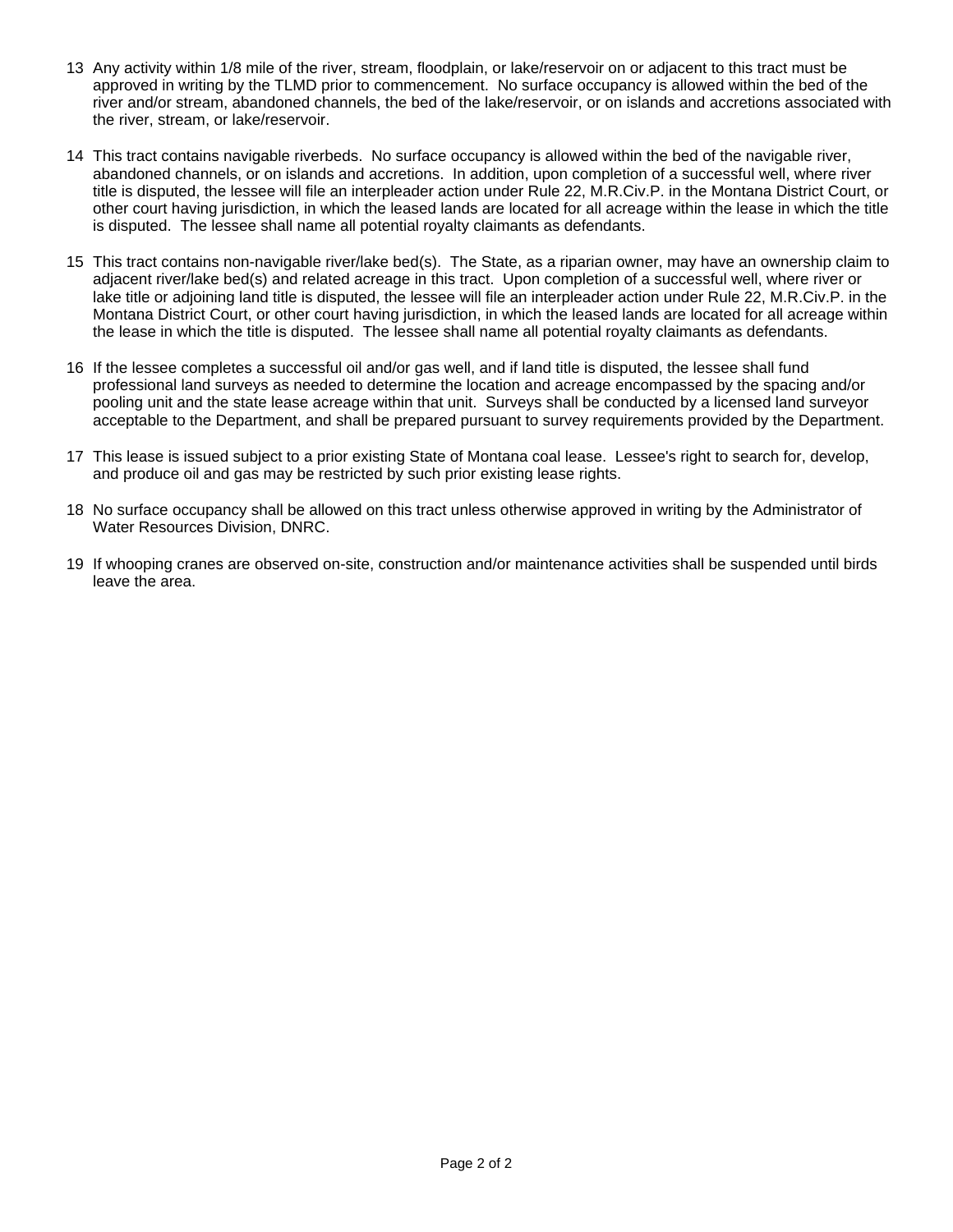13 Any activity within 1/8 mile of the river, stream, floodplain, or lake/reservoir on or adjacent to this tract must be approved in writing by the TLMD prior to commencement. No surface occupancy is allowed within the bed of the river and/or stream, abandoned channels, the bed of the lake/reservoir, or on islands and accretions associated with the river, stream, or lake/reservoir.

14 This tract contains navigable riverbeds. No surface occupancy is allowed within the bed of the navigable river, abandoned channels, or on islands and accretions. In addition, upon completion of a successful well, where river title is disputed, the lessee will file an interpleader action under Rule 22, M.R.Civ.P. in the Montana District Court, or other court having jurisdiction, in which the leased lands are located for all acreage within the lease in which the title is disputed. The lessee shall name all potential royalty claimants as defendants.

15 This tract contains non-navigable river/lake bed(s). The State, as a riparian owner, may have an ownership claim to adjacent river/lake bed(s) and related acreage in this tract. Upon completion of a successful well, where river or lake title or adjoining land title is disputed, the lessee will file an interpleader action under Rule 22, M.R.Civ.P. in the Montana District Court, or other court having jurisdiction, in which the leased lands are located for all acreage within the lease in which the title is disputed. The lessee shall name all potential royalty claimants as defendants.

16 If the lessee completes a successful oil and/or gas well, and if land title is disputed, the lessee shall fund professional land surveys as needed to determine the location and acreage encompassed by the spacing and/or pooling unit and the state lease acreage within that unit. Surveys shall be conducted by a licensed land surveyor acceptable to the Department, and shall be prepared pursuant to survey requirements provided by the Department.

17 This lease is issued subject to a prior existing State of Montana coal lease. Lessee's right to search for, develop, and produce oil and gas may be restricted by such prior existing lease rights.

18 No surface occupancy shall be allowed on this tract unless otherwise approved in writing by the Administrator of Water Resources Division, DNRC.

19 If whooping cranes are observed on-site, construction and/or maintenance activities shall be suspended until birds leave the area.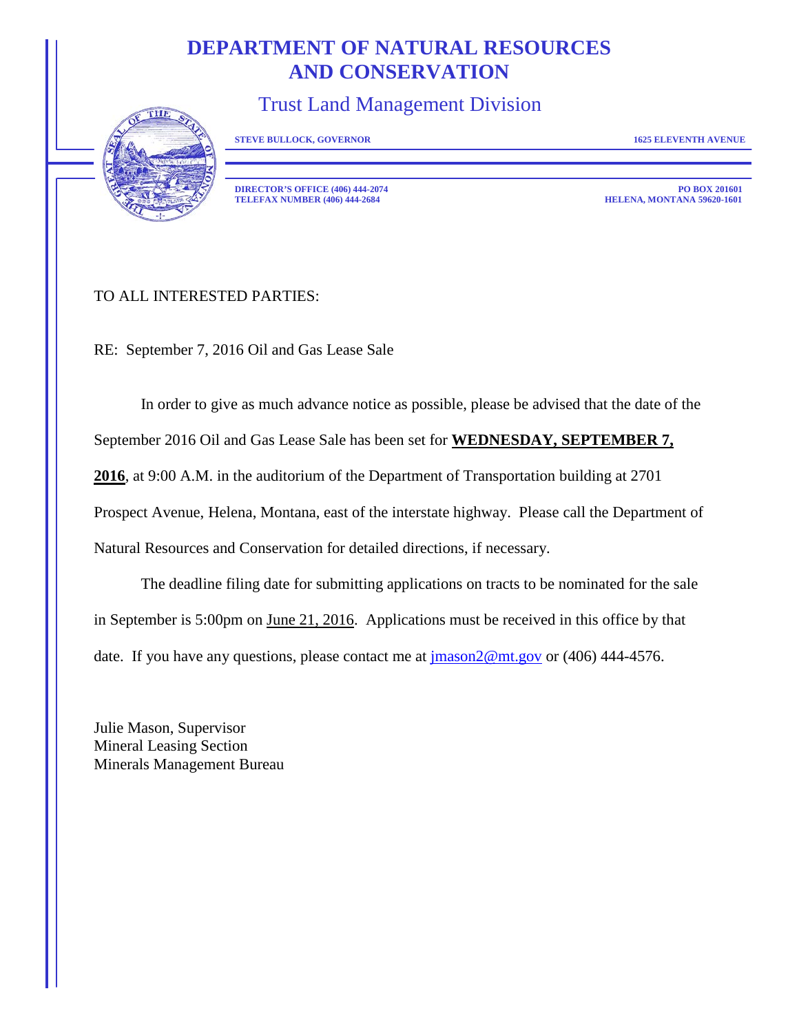# DEPARTMENT OF NATURAL RESOURCES AND CONSERVATION

## Trust Land Management Division

**STEVE BULLOCK, GOVERNOR** | **1625 ELEVENTH AVENUE**

**DIRECTOR'S OFFICE (406) 444-2074**
**TELEFAX NUMBER (406) 444-2684**

**PO BOX 201601**
**HELENA, MONTANA 59620-1601**

TO ALL INTERESTED PARTIES:

RE: September 7, 2016 Oil and Gas Lease Sale

In order to give as much advance notice as possible, please be advised that the date of the September 2016 Oil and Gas Lease Sale has been set for **WEDNESDAY, SEPTEMBER 7, 2016**, at 9:00 A.M. in the auditorium of the Department of Transportation building at 2701 Prospect Avenue, Helena, Montana, east of the interstate highway. Please call the Department of Natural Resources and Conservation for detailed directions, if necessary.

The deadline filing date for submitting applications on tracts to be nominated for the sale in September is 5:00pm on June 21, 2016. Applications must be received in this office by that date. If you have any questions, please contact me at jmason2@mt.gov or (406) 444-4576.

Julie Mason, Supervisor
Mineral Leasing Section
Minerals Management Bureau